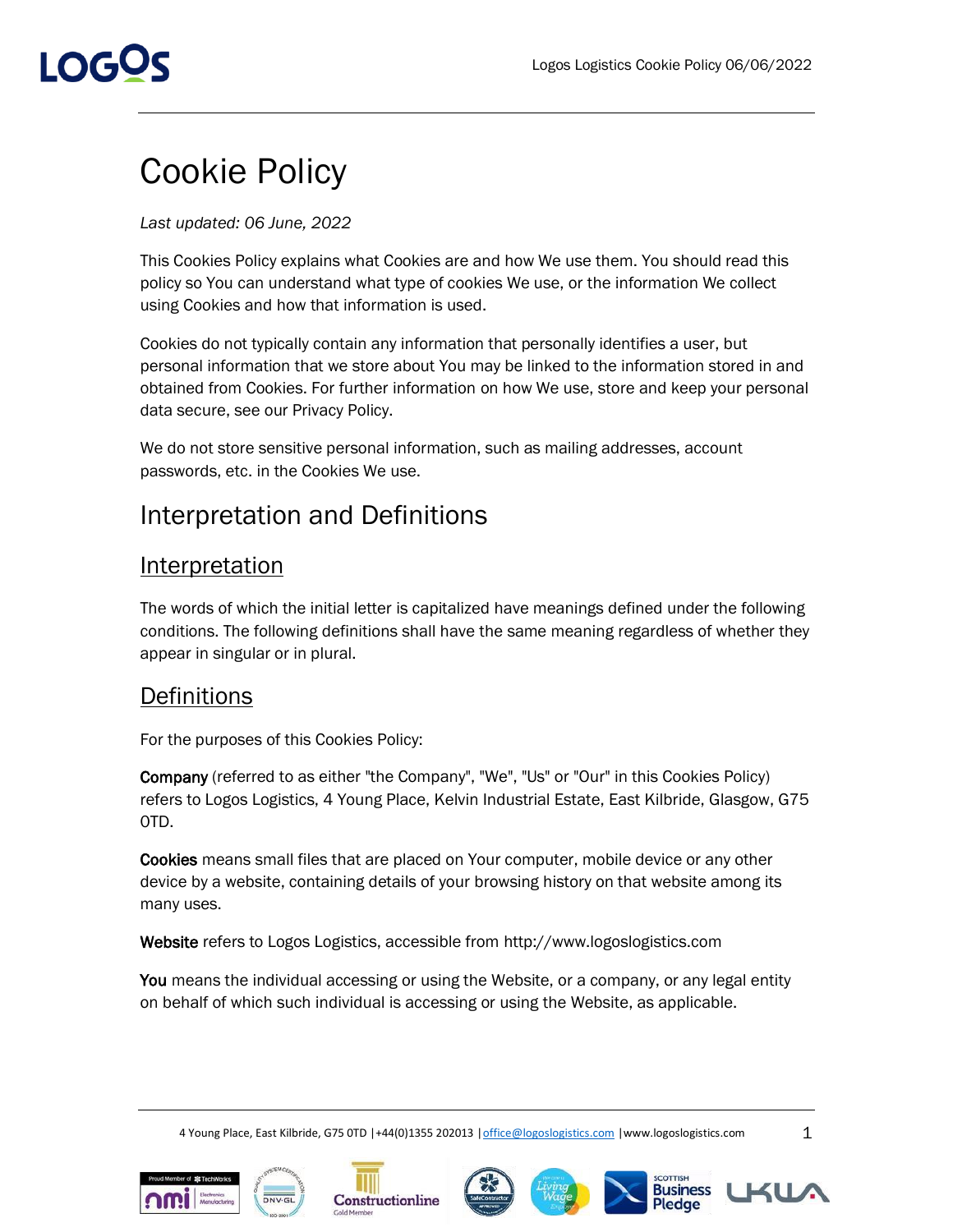# Cookie Policy

*Last updated: 06 June, 2022*

This Cookies Policy explains what Cookies are and how We use them. You should read this policy so You can understand what type of cookies We use, or the information We collect using Cookies and how that information is used.

Cookies do not typically contain any information that personally identifies a user, but personal information that we store about You may be linked to the information stored in and obtained from Cookies. For further information on how We use, store and keep your personal data secure, see our Privacy Policy.

We do not store sensitive personal information, such as mailing addresses, account passwords, etc. in the Cookies We use.

## Interpretation and Definitions

### Interpretation

The words of which the initial letter is capitalized have meanings defined under the following conditions. The following definitions shall have the same meaning regardless of whether they appear in singular or in plural.

### Definitions

For the purposes of this Cookies Policy:

**Company** (referred to as either "the Company", "We", "Us" or "Our" in this Cookies Policy) refers to Logos Logistics, 4 Young Place, Kelvin Industrial Estate, East Kilbride, Glasgow, G75 0TD.

**Cookies** means small files that are placed on Your computer, mobile device or any other device by a website, containing details of your browsing history on that website among its many uses.

**Website** refers to Logos Logistics, accessible from http://www.logoslogistics.com

**You** means the individual accessing or using the Website, or a company, or any legal entity on behalf of which such individual is accessing or using the Website, as applicable.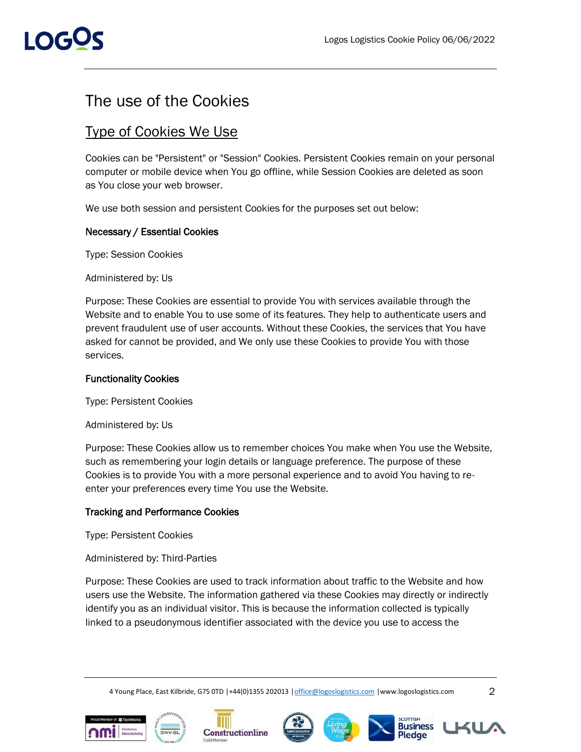# The use of the Cookies

## Type of Cookies We Use

Cookies can be "Persistent" or "Session" Cookies. Persistent Cookies remain on your personal computer or mobile device when You go offline, while Session Cookies are deleted as soon as You close your web browser.

We use both session and persistent Cookies for the purposes set out below:

**Necessary / Essential Cookies**

Type: Session Cookies

Administered by: Us

Purpose: These Cookies are essential to provide You with services available through the Website and to enable You to use some of its features. They help to authenticate users and prevent fraudulent use of user accounts. Without these Cookies, the services that You have asked for cannot be provided, and We only use these Cookies to provide You with those services.

**Functionality Cookies**

Type: Persistent Cookies

Administered by: Us

Purpose: These Cookies allow us to remember choices You make when You use the Website, such as remembering your login details or language preference. The purpose of these Cookies is to provide You with a more personal experience and to avoid You having to re-enter your preferences every time You use the Website.

**Tracking and Performance Cookies**

Type: Persistent Cookies

Administered by: Third-Parties

Purpose: These Cookies are used to track information about traffic to the Website and how users use the Website. The information gathered via these Cookies may directly or indirectly identify you as an individual visitor. This is because the information collected is typically linked to a pseudonymous identifier associated with the device you use to access the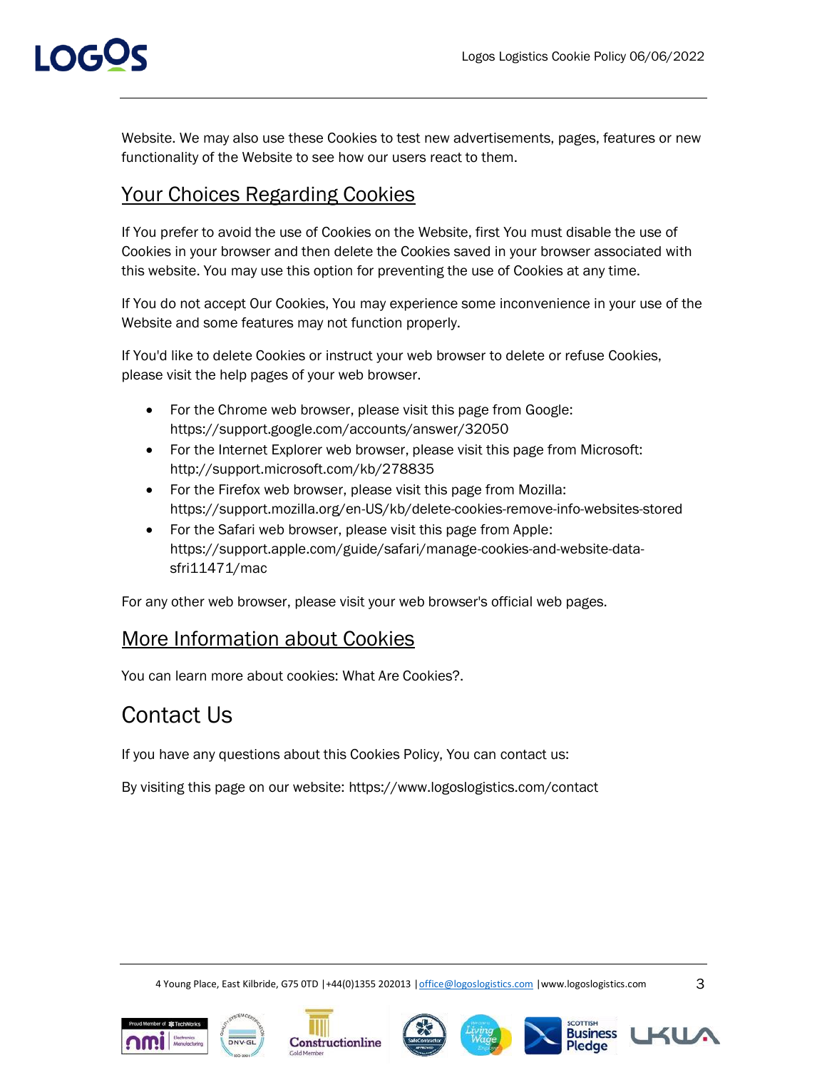Website. We may also use these Cookies to test new advertisements, pages, features or new functionality of the Website to see how our users react to them.

## Your Choices Regarding Cookies

If You prefer to avoid the use of Cookies on the Website, first You must disable the use of Cookies in your browser and then delete the Cookies saved in your browser associated with this website. You may use this option for preventing the use of Cookies at any time.

If You do not accept Our Cookies, You may experience some inconvenience in your use of the Website and some features may not function properly.

If You'd like to delete Cookies or instruct your web browser to delete or refuse Cookies, please visit the help pages of your web browser.

- For the Chrome web browser, please visit this page from Google: https://support.google.com/accounts/answer/32050
- For the Internet Explorer web browser, please visit this page from Microsoft: http://support.microsoft.com/kb/278835
- For the Firefox web browser, please visit this page from Mozilla: https://support.mozilla.org/en-US/kb/delete-cookies-remove-info-websites-stored
- For the Safari web browser, please visit this page from Apple: https://support.apple.com/guide/safari/manage-cookies-and-website-data-sfri11471/mac

For any other web browser, please visit your web browser's official web pages.

## More Information about Cookies

You can learn more about cookies: What Are Cookies?.

# Contact Us

If you have any questions about this Cookies Policy, You can contact us:

By visiting this page on our website: https://www.logoslogistics.com/contact